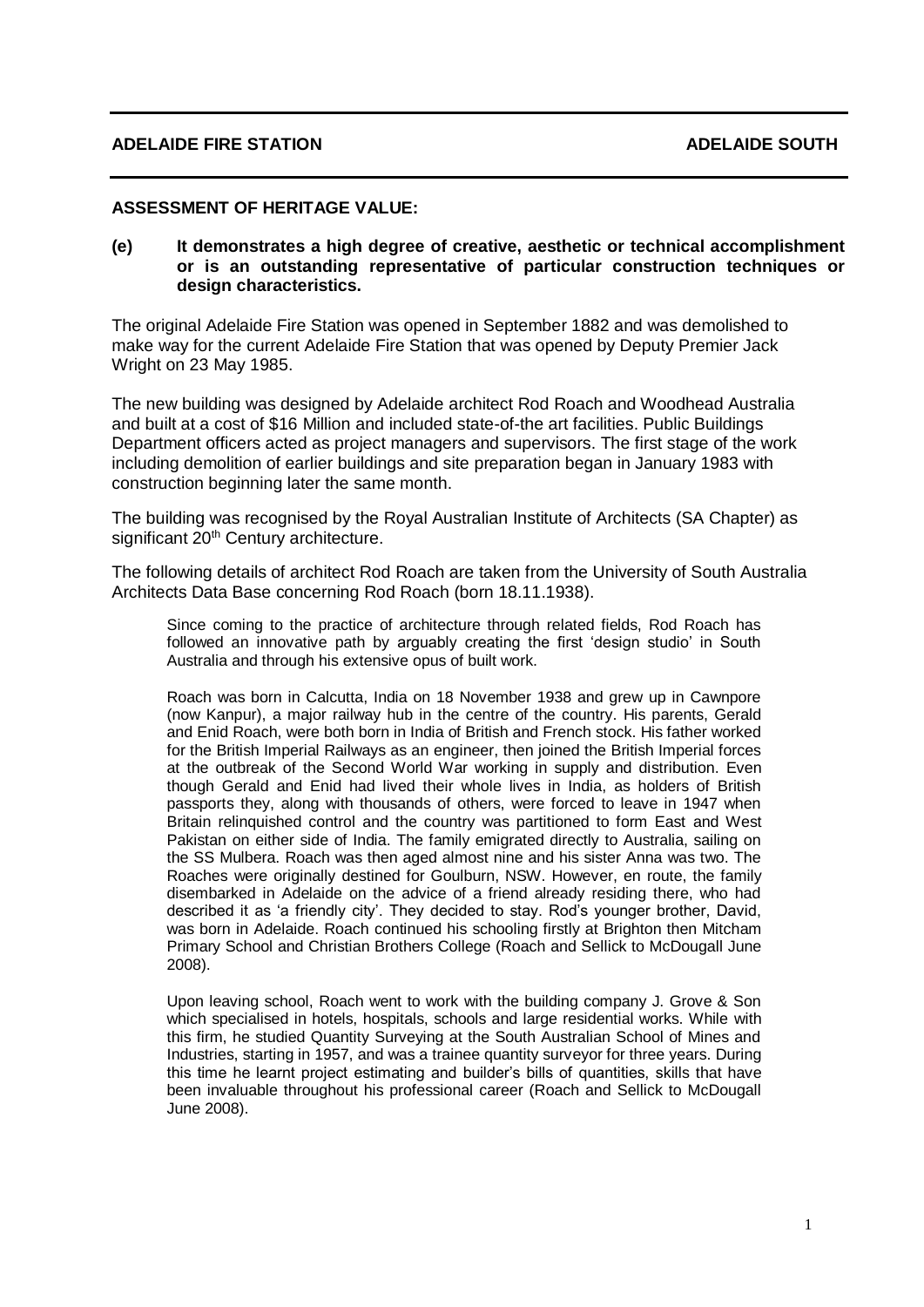**ADELAIDE FIRE STATION** **ADELAIDE SOUTH**

---

## ASSESSMENT OF HERITAGE VALUE:

**(e) It demonstrates a high degree of creative, aesthetic or technical accomplishment or is an outstanding representative of particular construction techniques or design characteristics.**

The original Adelaide Fire Station was opened in September 1882 and was demolished to make way for the current Adelaide Fire Station that was opened by Deputy Premier Jack Wright on 23 May 1985.

The new building was designed by Adelaide architect Rod Roach and Woodhead Australia and built at a cost of $16 Million and included state-of-the art facilities. Public Buildings Department officers acted as project managers and supervisors. The first stage of the work including demolition of earlier buildings and site preparation began in January 1983 with construction beginning later the same month.

The building was recognised by the Royal Australian Institute of Architects (SA Chapter) as significant 20th Century architecture.

The following details of architect Rod Roach are taken from the University of South Australia Architects Data Base concerning Rod Roach (born 18.11.1938).

> Since coming to the practice of architecture through related fields, Rod Roach has followed an innovative path by arguably creating the first 'design studio' in South Australia and through his extensive opus of built work.
>
> Roach was born in Calcutta, India on 18 November 1938 and grew up in Cawnpore (now Kanpur), a major railway hub in the centre of the country. His parents, Gerald and Enid Roach, were both born in India of British and French stock. His father worked for the British Imperial Railways as an engineer, then joined the British Imperial forces at the outbreak of the Second World War working in supply and distribution. Even though Gerald and Enid had lived their whole lives in India, as holders of British passports they, along with thousands of others, were forced to leave in 1947 when Britain relinquished control and the country was partitioned to form East and West Pakistan on either side of India. The family emigrated directly to Australia, sailing on the SS Mulbera. Roach was then aged almost nine and his sister Anna was two. The Roaches were originally destined for Goulburn, NSW. However, en route, the family disembarked in Adelaide on the advice of a friend already residing there, who had described it as 'a friendly city'. They decided to stay. Rod's younger brother, David, was born in Adelaide. Roach continued his schooling firstly at Brighton then Mitcham Primary School and Christian Brothers College (Roach and Sellick to McDougall June 2008).
>
> Upon leaving school, Roach went to work with the building company J. Grove & Son which specialised in hotels, hospitals, schools and large residential works. While with this firm, he studied Quantity Surveying at the South Australian School of Mines and Industries, starting in 1957, and was a trainee quantity surveyor for three years. During this time he learnt project estimating and builder's bills of quantities, skills that have been invaluable throughout his professional career (Roach and Sellick to McDougall June 2008).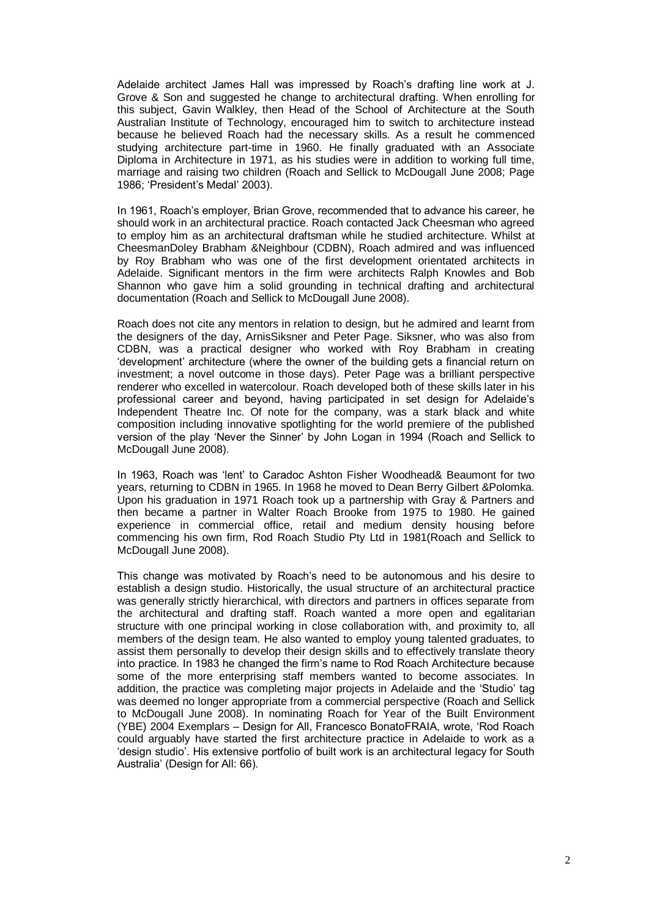Adelaide architect James Hall was impressed by Roach's drafting line work at J. Grove & Son and suggested he change to architectural drafting. When enrolling for this subject, Gavin Walkley, then Head of the School of Architecture at the South Australian Institute of Technology, encouraged him to switch to architecture instead because he believed Roach had the necessary skills. As a result he commenced studying architecture part-time in 1960. He finally graduated with an Associate Diploma in Architecture in 1971, as his studies were in addition to working full time, marriage and raising two children (Roach and Sellick to McDougall June 2008; Page 1986; 'President's Medal' 2003).

In 1961, Roach's employer, Brian Grove, recommended that to advance his career, he should work in an architectural practice. Roach contacted Jack Cheesman who agreed to employ him as an architectural draftsman while he studied architecture. Whilst at CheesmanDoley Brabham &Neighbour (CDBN), Roach admired and was influenced by Roy Brabham who was one of the first development orientated architects in Adelaide. Significant mentors in the firm were architects Ralph Knowles and Bob Shannon who gave him a solid grounding in technical drafting and architectural documentation (Roach and Sellick to McDougall June 2008).

Roach does not cite any mentors in relation to design, but he admired and learnt from the designers of the day, ArnisSiksner and Peter Page. Siksner, who was also from CDBN, was a practical designer who worked with Roy Brabham in creating 'development' architecture (where the owner of the building gets a financial return on investment; a novel outcome in those days). Peter Page was a brilliant perspective renderer who excelled in watercolour. Roach developed both of these skills later in his professional career and beyond, having participated in set design for Adelaide's Independent Theatre Inc. Of note for the company, was a stark black and white composition including innovative spotlighting for the world premiere of the published version of the play 'Never the Sinner' by John Logan in 1994 (Roach and Sellick to McDougall June 2008).

In 1963, Roach was 'lent' to Caradoc Ashton Fisher Woodhead& Beaumont for two years, returning to CDBN in 1965. In 1968 he moved to Dean Berry Gilbert &Polomka. Upon his graduation in 1971 Roach took up a partnership with Gray & Partners and then became a partner in Walter Roach Brooke from 1975 to 1980. He gained experience in commercial office, retail and medium density housing before commencing his own firm, Rod Roach Studio Pty Ltd in 1981(Roach and Sellick to McDougall June 2008).

This change was motivated by Roach's need to be autonomous and his desire to establish a design studio. Historically, the usual structure of an architectural practice was generally strictly hierarchical, with directors and partners in offices separate from the architectural and drafting staff. Roach wanted a more open and egalitarian structure with one principal working in close collaboration with, and proximity to, all members of the design team. He also wanted to employ young talented graduates, to assist them personally to develop their design skills and to effectively translate theory into practice. In 1983 he changed the firm's name to Rod Roach Architecture because some of the more enterprising staff members wanted to become associates. In addition, the practice was completing major projects in Adelaide and the 'Studio' tag was deemed no longer appropriate from a commercial perspective (Roach and Sellick to McDougall June 2008). In nominating Roach for Year of the Built Environment (YBE) 2004 Exemplars – Design for All, Francesco BonatoFRAIA, wrote, 'Rod Roach could arguably have started the first architecture practice in Adelaide to work as a 'design studio'. His extensive portfolio of built work is an architectural legacy for South Australia' (Design for All: 66).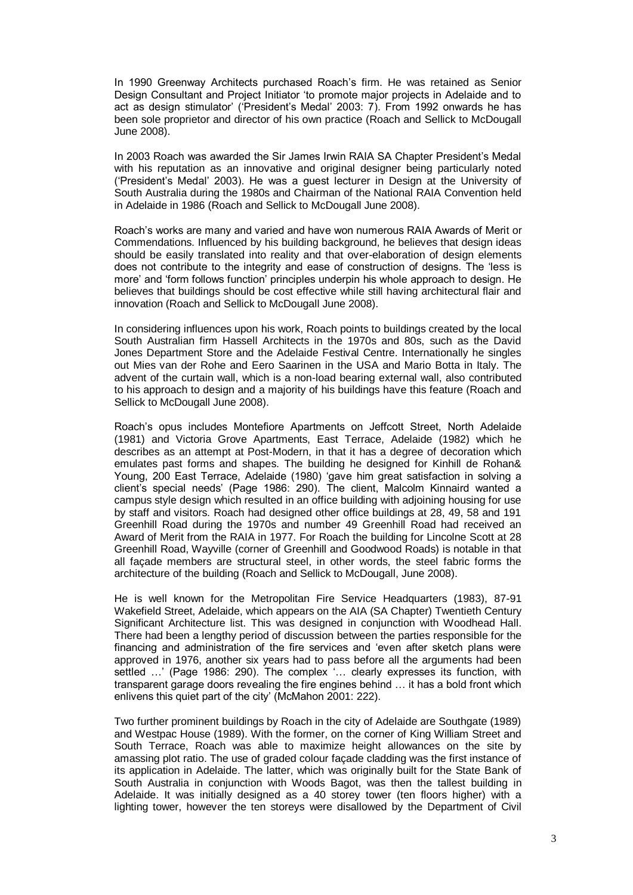In 1990 Greenway Architects purchased Roach's firm. He was retained as Senior Design Consultant and Project Initiator 'to promote major projects in Adelaide and to act as design stimulator' ('President's Medal' 2003: 7). From 1992 onwards he has been sole proprietor and director of his own practice (Roach and Sellick to McDougall June 2008).

In 2003 Roach was awarded the Sir James Irwin RAIA SA Chapter President's Medal with his reputation as an innovative and original designer being particularly noted ('President's Medal' 2003). He was a guest lecturer in Design at the University of South Australia during the 1980s and Chairman of the National RAIA Convention held in Adelaide in 1986 (Roach and Sellick to McDougall June 2008).

Roach's works are many and varied and have won numerous RAIA Awards of Merit or Commendations. Influenced by his building background, he believes that design ideas should be easily translated into reality and that over-elaboration of design elements does not contribute to the integrity and ease of construction of designs. The 'less is more' and 'form follows function' principles underpin his whole approach to design. He believes that buildings should be cost effective while still having architectural flair and innovation (Roach and Sellick to McDougall June 2008).

In considering influences upon his work, Roach points to buildings created by the local South Australian firm Hassell Architects in the 1970s and 80s, such as the David Jones Department Store and the Adelaide Festival Centre. Internationally he singles out Mies van der Rohe and Eero Saarinen in the USA and Mario Botta in Italy. The advent of the curtain wall, which is a non-load bearing external wall, also contributed to his approach to design and a majority of his buildings have this feature (Roach and Sellick to McDougall June 2008).

Roach's opus includes Montefiore Apartments on Jeffcott Street, North Adelaide (1981) and Victoria Grove Apartments, East Terrace, Adelaide (1982) which he describes as an attempt at Post-Modern, in that it has a degree of decoration which emulates past forms and shapes. The building he designed for Kinhill de Rohan& Young, 200 East Terrace, Adelaide (1980) 'gave him great satisfaction in solving a client's special needs' (Page 1986: 290). The client, Malcolm Kinnaird wanted a campus style design which resulted in an office building with adjoining housing for use by staff and visitors. Roach had designed other office buildings at 28, 49, 58 and 191 Greenhill Road during the 1970s and number 49 Greenhill Road had received an Award of Merit from the RAIA in 1977. For Roach the building for Lincolne Scott at 28 Greenhill Road, Wayville (corner of Greenhill and Goodwood Roads) is notable in that all façade members are structural steel, in other words, the steel fabric forms the architecture of the building (Roach and Sellick to McDougall, June 2008).

He is well known for the Metropolitan Fire Service Headquarters (1983), 87-91 Wakefield Street, Adelaide, which appears on the AIA (SA Chapter) Twentieth Century Significant Architecture list. This was designed in conjunction with Woodhead Hall. There had been a lengthy period of discussion between the parties responsible for the financing and administration of the fire services and 'even after sketch plans were approved in 1976, another six years had to pass before all the arguments had been settled …' (Page 1986: 290). The complex '… clearly expresses its function, with transparent garage doors revealing the fire engines behind … it has a bold front which enlivens this quiet part of the city' (McMahon 2001: 222).

Two further prominent buildings by Roach in the city of Adelaide are Southgate (1989) and Westpac House (1989). With the former, on the corner of King William Street and South Terrace, Roach was able to maximize height allowances on the site by amassing plot ratio. The use of graded colour façade cladding was the first instance of its application in Adelaide. The latter, which was originally built for the State Bank of South Australia in conjunction with Woods Bagot, was then the tallest building in Adelaide. It was initially designed as a 40 storey tower (ten floors higher) with a lighting tower, however the ten storeys were disallowed by the Department of Civil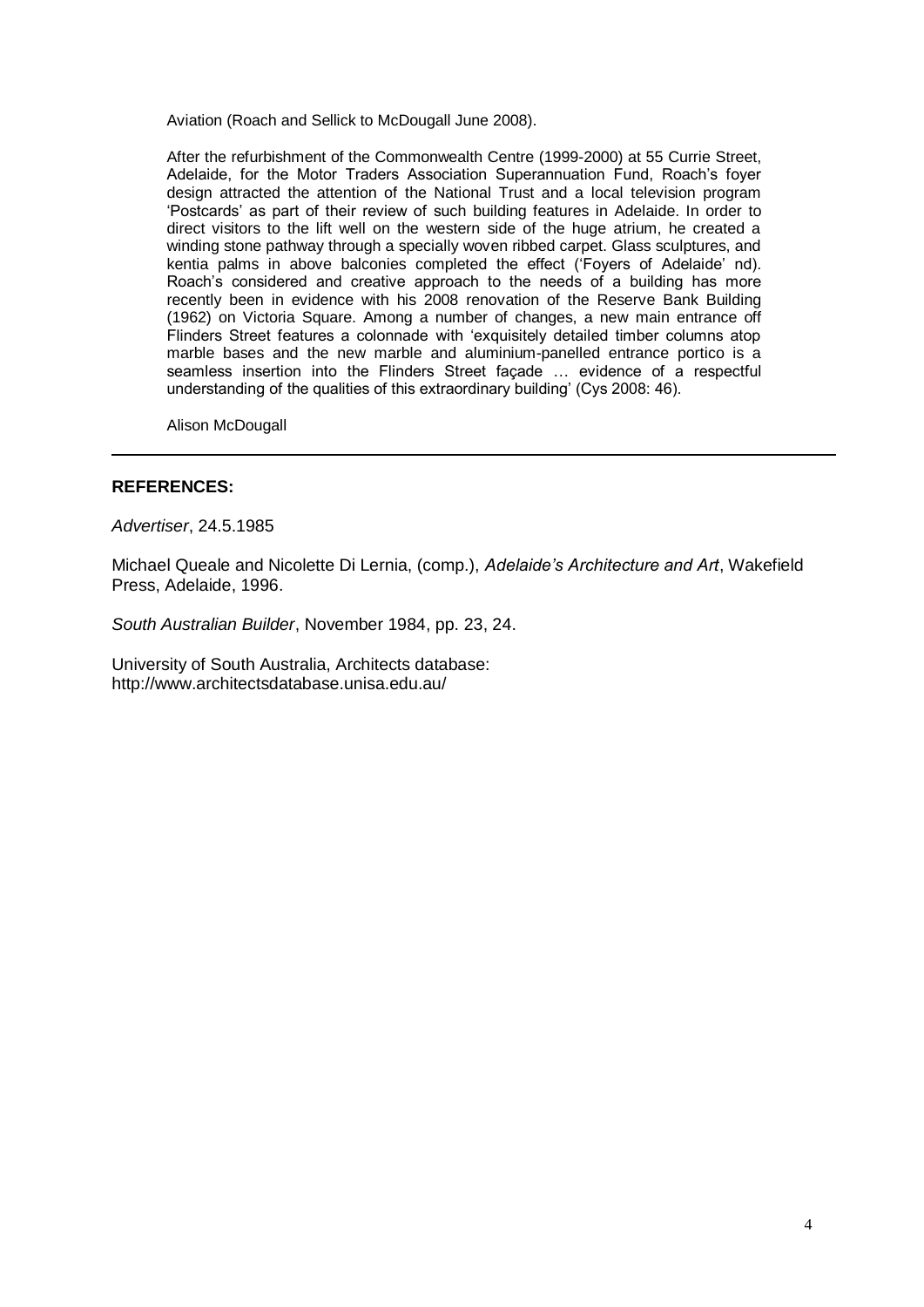Aviation (Roach and Sellick to McDougall June 2008).

After the refurbishment of the Commonwealth Centre (1999-2000) at 55 Currie Street, Adelaide, for the Motor Traders Association Superannuation Fund, Roach's foyer design attracted the attention of the National Trust and a local television program 'Postcards' as part of their review of such building features in Adelaide. In order to direct visitors to the lift well on the western side of the huge atrium, he created a winding stone pathway through a specially woven ribbed carpet. Glass sculptures, and kentia palms in above balconies completed the effect ('Foyers of Adelaide' nd). Roach's considered and creative approach to the needs of a building has more recently been in evidence with his 2008 renovation of the Reserve Bank Building (1962) on Victoria Square. Among a number of changes, a new main entrance off Flinders Street features a colonnade with 'exquisitely detailed timber columns atop marble bases and the new marble and aluminium-panelled entrance portico is a seamless insertion into the Flinders Street façade … evidence of a respectful understanding of the qualities of this extraordinary building' (Cys 2008: 46).

Alison McDougall

---

**REFERENCES:**

*Advertiser*, 24.5.1985

Michael Queale and Nicolette Di Lernia, (comp.), *Adelaide's Architecture and Art*, Wakefield Press, Adelaide, 1996.

*South Australian Builder*, November 1984, pp. 23, 24.

University of South Australia, Architects database: http://www.architectsdatabase.unisa.edu.au/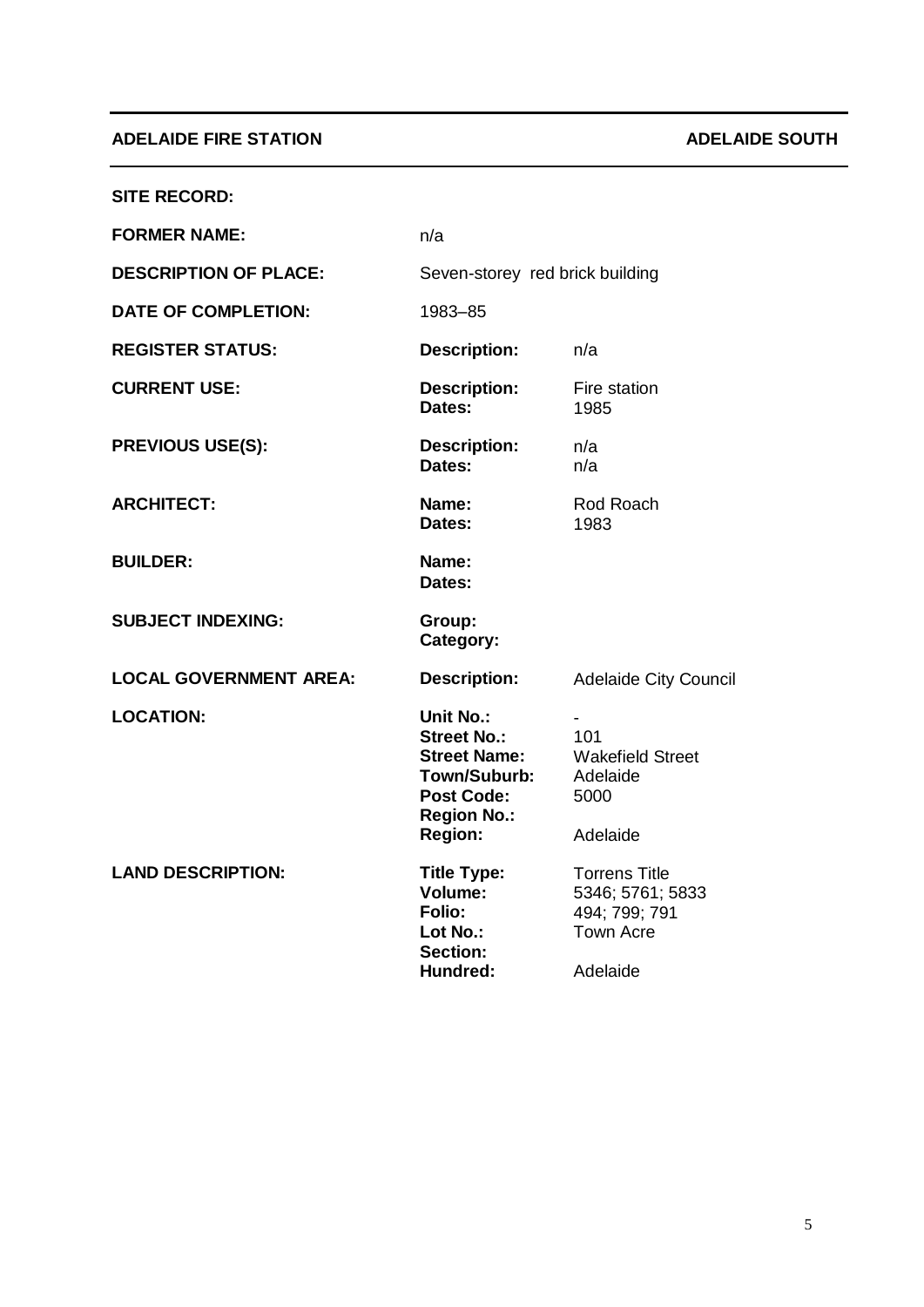**ADELAIDE FIRE STATION** **ADELAIDE SOUTH**

**SITE RECORD:**

| | | |
|---|---|---|
| **FORMER NAME:** | n/a | |
| **DESCRIPTION OF PLACE:** | Seven-storey red brick building | |
| **DATE OF COMPLETION:** | 1983–85 | |
| **REGISTER STATUS:** | **Description:** | n/a |
| **CURRENT USE:** | **Description:**<br>**Dates:** | Fire station<br>1985 |
| **PREVIOUS USE(S):** | **Description:**<br>**Dates:** | n/a<br>n/a |
| **ARCHITECT:** | **Name:**<br>**Dates:** | Rod Roach<br>1983 |
| **BUILDER:** | **Name:**<br>**Dates:** | |
| **SUBJECT INDEXING:** | **Group:**<br>**Category:** | |
| **LOCAL GOVERNMENT AREA:** | **Description:** | Adelaide City Council |
| **LOCATION:** | **Unit No.:**<br>**Street No.:**<br>**Street Name:**<br>**Town/Suburb:**<br>**Post Code:**<br>**Region No.:**<br>**Region:** | -<br>101<br>Wakefield Street<br>Adelaide<br>5000<br><br>Adelaide |
| **LAND DESCRIPTION:** | **Title Type:**<br>**Volume:**<br>**Folio:**<br>**Lot No.:**<br>**Section:**<br>**Hundred:** | Torrens Title<br>5346; 5761; 5833<br>494; 799; 791<br>Town Acre<br><br>Adelaide |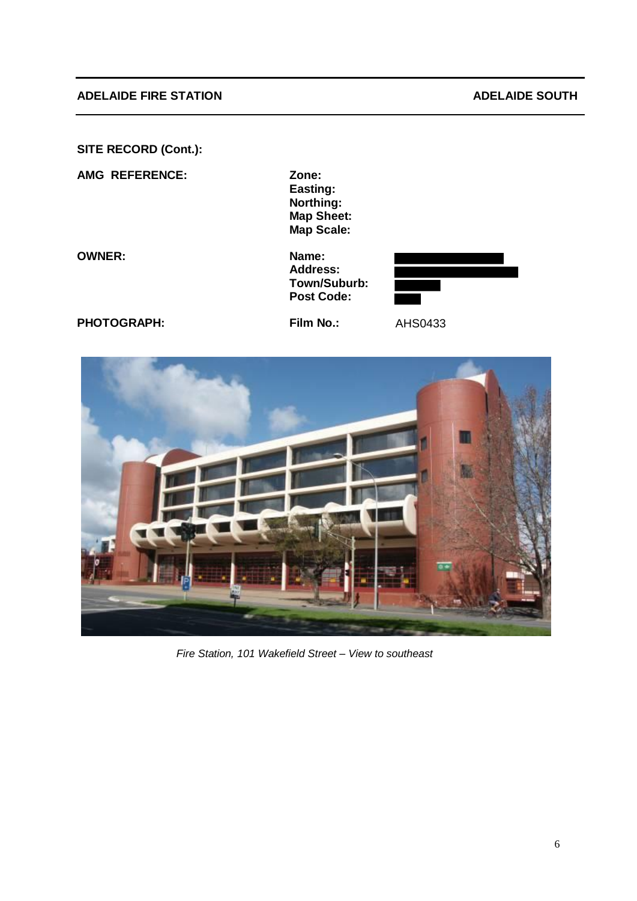**ADELAIDE FIRE STATION** **ADELAIDE SOUTH**

**SITE RECORD (Cont.):**

| | | |
|---|---|---|
| **AMG REFERENCE:** | **Zone:** | |
| | **Easting:** | |
| | **Northing:** | |
| | **Map Sheet:** | |
| | **Map Scale:** | |
| **OWNER:** | **Name:** | |
| | **Address:** | |
| | **Town/Suburb:** | |
| | **Post Code:** | |
| **PHOTOGRAPH:** | **Film No.:** | AHS0433 |

*Fire Station, 101 Wakefield Street – View to southeast*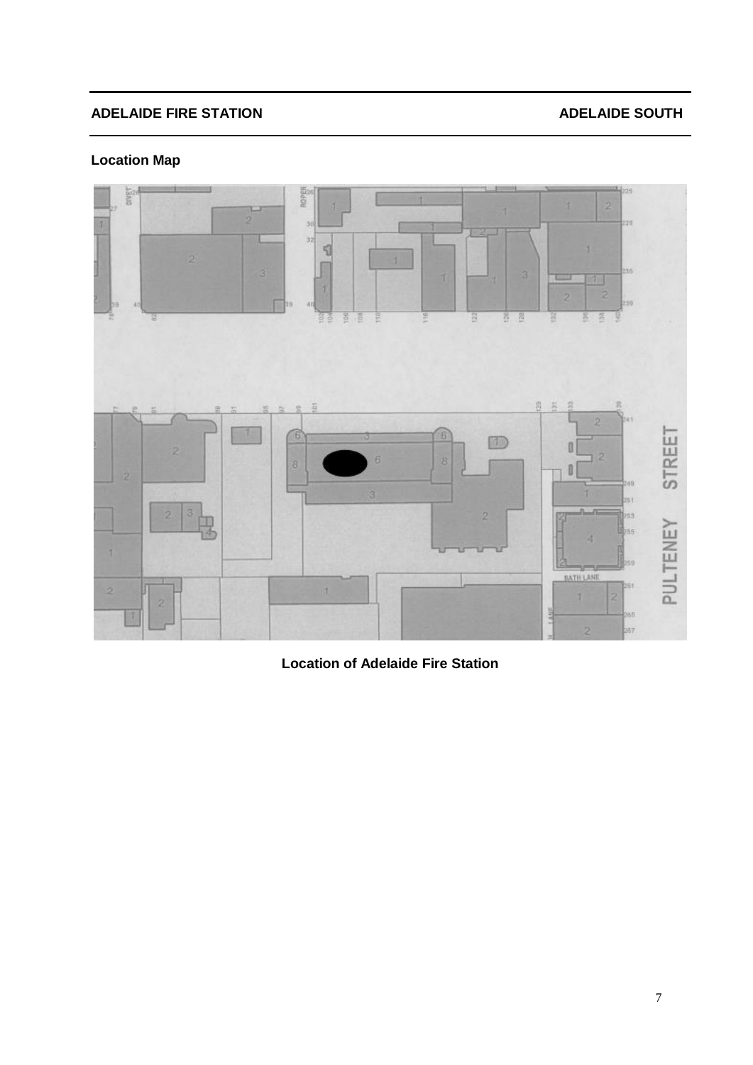## Location Map

**Location of Adelaide Fire Station**